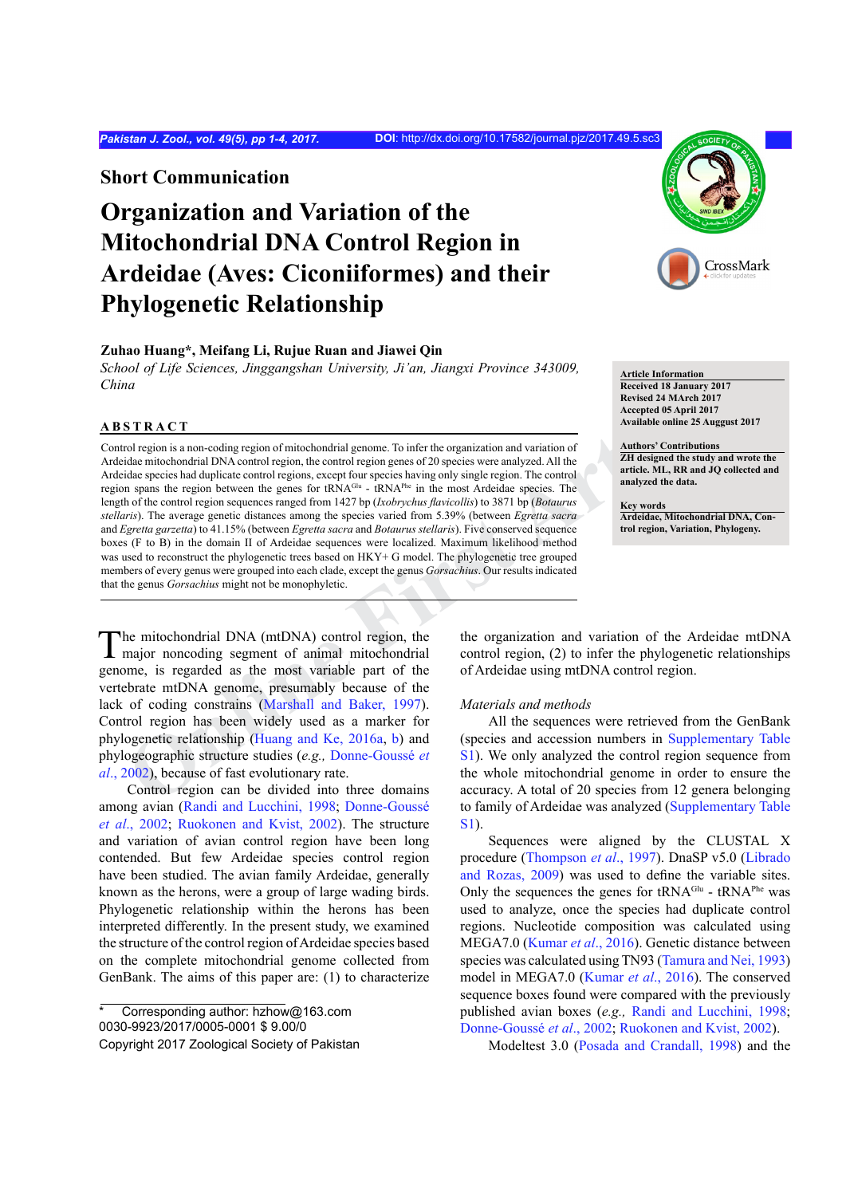## Short Communication

# Organization and Variation of the Mitochondrial DNA Control Region in Ardeidae (Aves: Ciconiiformes) and their Phylogenetic Relationship

**Zuhao Huang*, Meifang Li, Rujue Ruan and Jiawei Qin**

*School of Life Sciences, Jinggangshan University, Ji'an, Jiangxi Province 343009, China*

**Article Information**
**Received 18 January 2017**
**Revised 24 MArch 2017**
**Accepted 05 April 2017**
**Available online 25 Auggust 2017**

**Authors' Contributions**
**ZH designed the study and wrote the article. ML, RR and JQ collected and analyzed the data.**

**Key words**
**Ardeidae, Mitochondrial DNA, Control region, Variation, Phylogeny.**

## ABSTRACT

Control region is a non-coding region of mitochondrial genome. To infer the organization and variation of Ardeidae mitochondrial DNA control region, the control region genes of 20 species were analyzed. All the Ardeidae species had duplicate control regions, except four species having only single region. The control region spans the region between the genes for tRNA$^{Glu}$ - tRNA$^{Phe}$ in the most Ardeidae species. The length of the control region sequences ranged from 1427 bp (*Ixobrychus flavicollis*) to 3871 bp (*Botaurus stellaris*). The average genetic distances among the species varied from 5.39% (between *Egretta sacra* and *Egretta garzetta*) to 41.15% (between *Egretta sacra* and *Botaurus stellaris*). Five conserved sequence boxes (F to B) in the domain II of Ardeidae sequences were localized. Maximum likelihood method was used to reconstruct the phylogenetic trees based on HKY+ G model. The phylogenetic tree grouped members of every genus were grouped into each clade, except the genus *Gorsachius*. Our results indicated that the genus *Gorsachius* might not be monophyletic.

The mitochondrial DNA (mtDNA) control region, the major noncoding segment of animal mitochondrial genome, is regarded as the most variable part of the vertebrate mtDNA genome, presumably because of the lack of coding constrains (Marshall and Baker, 1997). Control region has been widely used as a marker for phylogenetic relationship (Huang and Ke, 2016a, b) and phylogeographic structure studies (*e.g.,* Donne-Goussé *et al.*, 2002), because of fast evolutionary rate.

Control region can be divided into three domains among avian (Randi and Lucchini, 1998; Donne-Goussé *et al.*, 2002; Ruokonen and Kvist, 2002). The structure and variation of avian control region have been long contended. But few Ardeidae species control region have been studied. The avian family Ardeidae, generally known as the herons, were a group of large wading birds. Phylogenetic relationship within the herons has been interpreted differently. In the present study, we examined the structure of the control region of Ardeidae species based on the complete mitochondrial genome collected from GenBank. The aims of this paper are: (1) to characterize the organization and variation of the Ardeidae mtDNA control region, (2) to infer the phylogenetic relationships of Ardeidae using mtDNA control region.

*Materials and methods*

All the sequences were retrieved from the GenBank (species and accession numbers in Supplementary Table S1). We only analyzed the control region sequence from the whole mitochondrial genome in order to ensure the accuracy. A total of 20 species from 12 genera belonging to family of Ardeidae was analyzed (Supplementary Table S1).

Sequences were aligned by the CLUSTAL X procedure (Thompson *et al.*, 1997). DnaSP v5.0 (Librado and Rozas, 2009) was used to define the variable sites. Only the sequences the genes for tRNA$^{Glu}$ - tRNA$^{Phe}$ was used to analyze, once the species had duplicate control regions. Nucleotide composition was calculated using MEGA7.0 (Kumar *et al.*, 2016). Genetic distance between species was calculated using TN93 (Tamura and Nei, 1993) model in MEGA7.0 (Kumar *et al.*, 2016). The conserved sequence boxes found were compared with the previously published avian boxes (*e.g.,* Randi and Lucchini, 1998; Donne-Goussé *et al.*, 2002; Ruokonen and Kvist, 2002).

Modeltest 3.0 (Posada and Crandall, 1998) and the

\* Corresponding author: hzhow@163.com
0030-9923/2017/0005-0001 $ 9.00/0
Copyright 2017 Zoological Society of Pakistan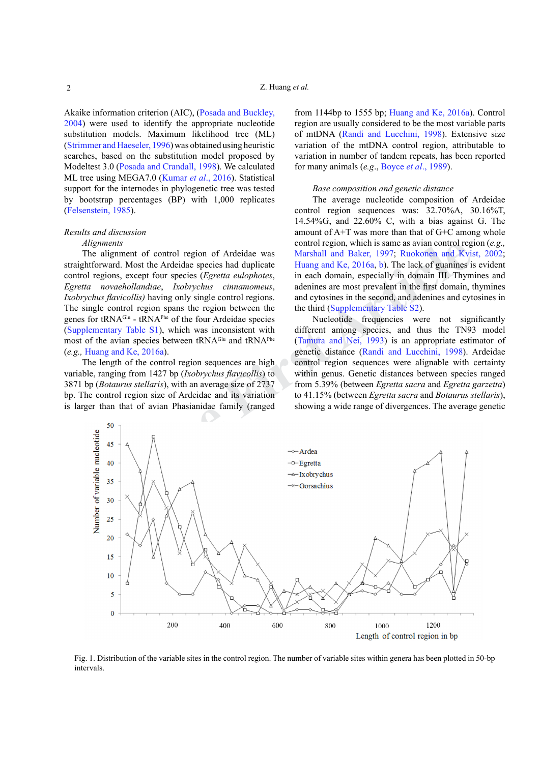Akaike information criterion (AIC), (Posada and Buckley, 2004) were used to identify the appropriate nucleotide substitution models. Maximum likelihood tree (ML) (Strimmer and Haeseler, 1996) was obtained using heuristic searches, based on the substitution model proposed by Modeltest 3.0 (Posada and Crandall, 1998). We calculated ML tree using MEGA7.0 (Kumar *et al*., 2016). Statistical support for the internodes in phylogenetic tree was tested by bootstrap percentages (BP) with 1,000 replicates (Felsenstein, 1985).

## *Results and discussion*

### *Alignments*

The alignment of control region of Ardeidae was straightforward. Most the Ardeidae species had duplicate control regions, except four species (*Egretta eulophotes*, *Egretta novaehollandiae*, *Ixobrychus cinnamomeus*, *Ixobrychus flavicollis)* having only single control regions. The single control region spans the region between the genes for $tRNA^{Glu}$ - $tRNA^{Phe}$ of the four Ardeidae species (Supplementary Table S1), which was inconsistent with most of the avian species between $tRNA^{Glu}$ and $tRNA^{Phe}$ (*e.g.,* Huang and Ke, 2016a).

The length of the control region sequences are high variable, ranging from 1427 bp (*Ixobrychus flavicollis*) to 3871 bp (*Botaurus stellaris*), with an average size of 2737 bp. The control region size of Ardeidae and its variation is larger than that of avian Phasianidae family (ranged from 1144bp to 1555 bp; Huang and Ke, 2016a). Control region are usually considered to be the most variable parts of mtDNA (Randi and Lucchini, 1998). Extensive size variation of the mtDNA control region, attributable to variation in number of tandem repeats, has been reported for many animals (*e.g*., Boyce *et al*., 1989).

### *Base composition and genetic distance*

The average nucleotide composition of Ardeidae control region sequences was: 32.70%A, 30.16%T, 14.54%G, and 22.60% C, with a bias against G. The amount of A+T was more than that of G+C among whole control region, which is same as avian control region (*e.g.,* Marshall and Baker, 1997; Ruokonen and Kvist, 2002; Huang and Ke, 2016a, b). The lack of guanines is evident in each domain, especially in domain III. Thymines and adenines are most prevalent in the first domain, thymines and cytosines in the second, and adenines and cytosines in the third (Supplementary Table S2).

Nucleotide frequencies were not significantly different among species, and thus the TN93 model (Tamura and Nei, 1993) is an appropriate estimator of genetic distance (Randi and Lucchini, 1998). Ardeidae control region sequences were alignable with certainty within genus. Genetic distances between species ranged from 5.39% (between *Egretta sacra* and *Egretta garzetta*) to 41.15% (between *Egretta sacra* and *Botaurus stellaris*), showing a wide range of divergences. The average genetic

Fig. 1. Distribution of the variable sites in the control region. The number of variable sites within genera has been plotted in 50-bp intervals.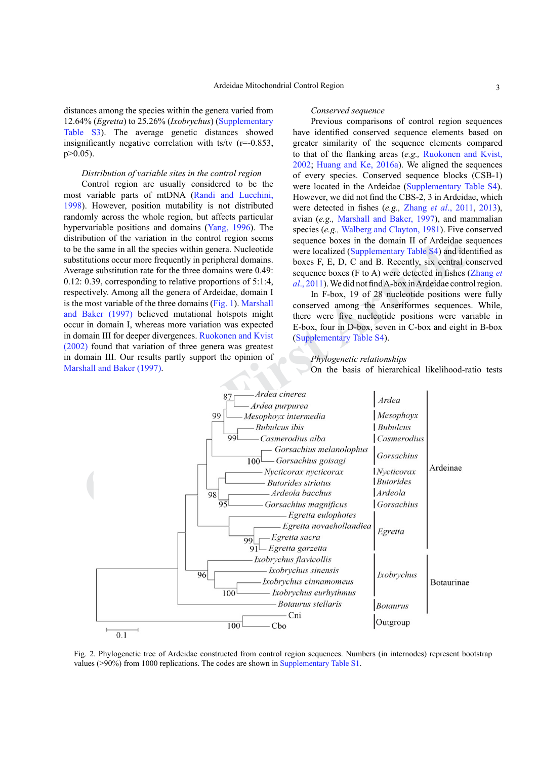distances among the species within the genera varied from 12.64% (*Egretta*) to 25.26% (*Ixobrychus*) (Supplementary Table S3). The average genetic distances showed insignificantly negative correlation with ts/tv (r=-0.853, p>0.05).

*Distribution of variable sites in the control region*

Control region are usually considered to be the most variable parts of mtDNA (Randi and Lucchini, 1998). However, position mutability is not distributed randomly across the whole region, but affects particular hypervariable positions and domains (Yang, 1996). The distribution of the variation in the control region seems to be the same in all the species within genera. Nucleotide substitutions occur more frequently in peripheral domains. Average substitution rate for the three domains were 0.49: 0.12: 0.39, corresponding to relative proportions of 5:1:4, respectively. Among all the genera of Ardeidae, domain I is the most variable of the three domains (Fig. 1). Marshall and Baker (1997) believed mutational hotspots might occur in domain I, whereas more variation was expected in domain III for deeper divergences. Ruokonen and Kvist (2002) found that variation of three genera was greatest in domain III. Our results partly support the opinion of Marshall and Baker (1997).

*Conserved sequence*

Previous comparisons of control region sequences have identified conserved sequence elements based on greater similarity of the sequence elements compared to that of the flanking areas (*e.g.,* Ruokonen and Kvist, 2002; Huang and Ke, 2016a). We aligned the sequences of every species. Conserved sequence blocks (CSB-1) were located in the Ardeidae (Supplementary Table S4). However, we did not find the CBS-2, 3 in Ardeidae, which were detected in fishes (*e.g.,* Zhang *et al.*, 2011, 2013), avian (*e.g.,* Marshall and Baker, 1997), and mammalian species (*e.g.,* Walberg and Clayton, 1981). Five conserved sequence boxes in the domain II of Ardeidae sequences were localized (Supplementary Table S4) and identified as boxes F, E, D, C and B. Recently, six central conserved sequence boxes (F to A) were detected in fishes (Zhang *et al.*, 2011). We did not find A-box in Ardeidae control region.

In F-box, 19 of 28 nucleotide positions were fully conserved among the Anseriformes sequences. While, there were five nucleotide positions were variable in E-box, four in D-box, seven in C-box and eight in B-box (Supplementary Table S4).

*Phylogenetic relationships*

On the basis of hierarchical likelihood-ratio tests

Fig. 2. Phylogenetic tree of Ardeidae constructed from control region sequences. Numbers (in internodes) represent bootstrap values (>90%) from 1000 replications. The codes are shown in Supplementary Table S1.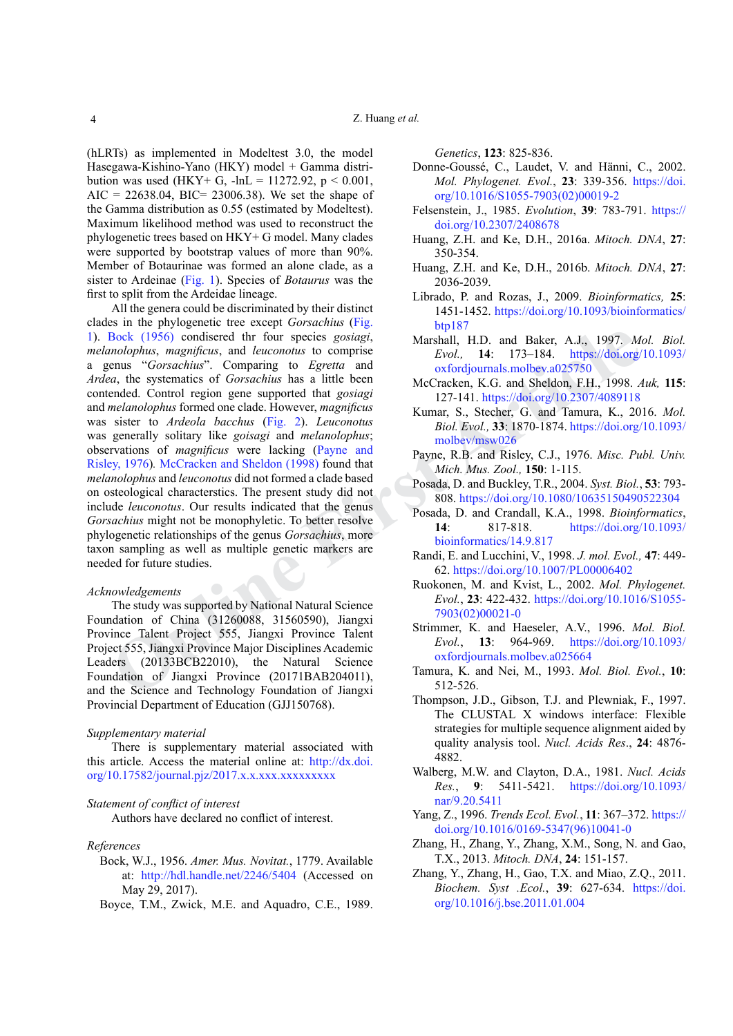(hLRTs) as implemented in Modeltest 3.0, the model Hasegawa-Kishino-Yano (HKY) model + Gamma distribution was used (HKY+ G, -lnL = 11272.92, $p < 0.001$, AIC = 22638.04, BIC= 23006.38). We set the shape of the Gamma distribution as 0.55 (estimated by Modeltest). Maximum likelihood method was used to reconstruct the phylogenetic trees based on HKY+ G model. Many clades were supported by bootstrap values of more than 90%. Member of Botaurinae was formed an alone clade, as a sister to Ardeinae (Fig. 1). Species of *Botaurus* was the first to split from the Ardeidae lineage.

All the genera could be discriminated by their distinct clades in the phylogenetic tree except *Gorsachius* (Fig. 1). Bock (1956) condisered thr four species *gosiagi*, *melanolophus*, *magnificus*, and *leuconotus* to comprise a genus "*Gorsachius*". Comparing to *Egretta* and *Ardea*, the systematics of *Gorsachius* has a little been contended. Control region gene supported that *gosiagi* and *melanolophus* formed one clade. However, *magnificus* was sister to *Ardeola bacchus* (Fig. 2). *Leuconotus* was generally solitary like *goisagi* and *melanolophus*; observations of *magnificus* were lacking (Payne and Risley, 1976). McCracken and Sheldon (1998) found that *melanolophus* and *leuconotus* did not formed a clade based on osteological characterstics. The present study did not include *leuconotus*. Our results indicated that the genus *Gorsachius* might not be monophyletic. To better resolve phylogenetic relationships of the genus *Gorsachius*, more taxon sampling as well as multiple genetic markers are needed for future studies.

*Acknowledgements*

The study was supported by National Natural Science Foundation of China (31260088, 31560590), Jiangxi Province Talent Project 555, Jiangxi Province Talent Project 555, Jiangxi Province Major Disciplines Academic Leaders (20133BCB22010), the Natural Science Foundation of Jiangxi Province (20171BAB204011), and the Science and Technology Foundation of Jiangxi Provincial Department of Education (GJJ150768).

*Supplementary material*

There is supplementary material associated with this article. Access the material online at: http://dx.doi.org/10.17582/journal.pjz/2017.x.x.xxx.xxxxxxxxx

*Statement of conflict of interest*

Authors have declared no conflict of interest.

*References*

Bock, W.J., 1956. *Amer. Mus. Novitat.*, 1779. Available at: http://hdl.handle.net/2246/5404 (Accessed on May 29, 2017).

Boyce, T.M., Zwick, M.E. and Aquadro, C.E., 1989. *Genetics*, **123**: 825-836.

Donne-Goussé, C., Laudet, V. and Hänni, C., 2002. *Mol. Phylogenet. Evol.*, **23**: 339-356. https://doi.org/10.1016/S1055-7903(02)00019-2

Felsenstein, J., 1985. *Evolution*, **39**: 783-791. https://doi.org/10.2307/2408678

Huang, Z.H. and Ke, D.H., 2016a. *Mitoch. DNA*, **27**: 350-354.

Huang, Z.H. and Ke, D.H., 2016b. *Mitoch. DNA*, **27**: 2036-2039.

Librado, P. and Rozas, J., 2009. *Bioinformatics,* **25**: 1451-1452. https://doi.org/10.1093/bioinformatics/btp187

Marshall, H.D. and Baker, A.J., 1997. *Mol. Biol. Evol.*, **14**: 173–184. https://doi.org/10.1093/oxfordjournals.molbev.a025750

McCracken, K.G. and Sheldon, F.H., 1998. *Auk,* **115**: 127-141. https://doi.org/10.2307/4089118

Kumar, S., Stecher, G. and Tamura, K., 2016. *Mol. Biol. Evol.,* **33**: 1870-1874. https://doi.org/10.1093/molbev/msw026

Payne, R.B. and Risley, C.J., 1976. *Misc. Publ. Univ. Mich. Mus. Zool.,* **150**: 1-115.

Posada, D. and Buckley, T.R., 2004. *Syst. Biol.*, **53**: 793-808. https://doi.org/10.1080/10635150490522304

Posada, D. and Crandall, K.A., 1998. *Bioinformatics*, **14**: 817-818. https://doi.org/10.1093/bioinformatics/14.9.817

Randi, E. and Lucchini, V., 1998. *J. mol. Evol.,* **47**: 449-62. https://doi.org/10.1007/PL00006402

Ruokonen, M. and Kvist, L., 2002. *Mol. Phylogenet. Evol.*, **23**: 422-432. https://doi.org/10.1016/S1055-7903(02)00021-0

Strimmer, K. and Haeseler, A.V., 1996. *Mol. Biol. Evol.*, **13**: 964-969. https://doi.org/10.1093/oxfordjournals.molbev.a025664

Tamura, K. and Nei, M., 1993. *Mol. Biol. Evol.*, **10**: 512-526.

Thompson, J.D., Gibson, T.J. and Plewniak, F., 1997. The CLUSTAL X windows interface: Flexible strategies for multiple sequence alignment aided by quality analysis tool. *Nucl. Acids Res*., **24**: 4876-4882.

Walberg, M.W. and Clayton, D.A., 1981. *Nucl. Acids Res.*, **9**: 5411-5421. https://doi.org/10.1093/nar/9.20.5411

Yang, Z., 1996. *Trends Ecol. Evol.*, **11**: 367–372. https://doi.org/10.1016/0169-5347(96)10041-0

Zhang, H., Zhang, Y., Zhang, X.M., Song, N. and Gao, T.X., 2013. *Mitoch. DNA*, **24**: 151-157.

Zhang, Y., Zhang, H., Gao, T.X. and Miao, Z.Q., 2011. *Biochem. Syst .Ecol.*, **39**: 627-634. https://doi.org/10.1016/j.bse.2011.01.004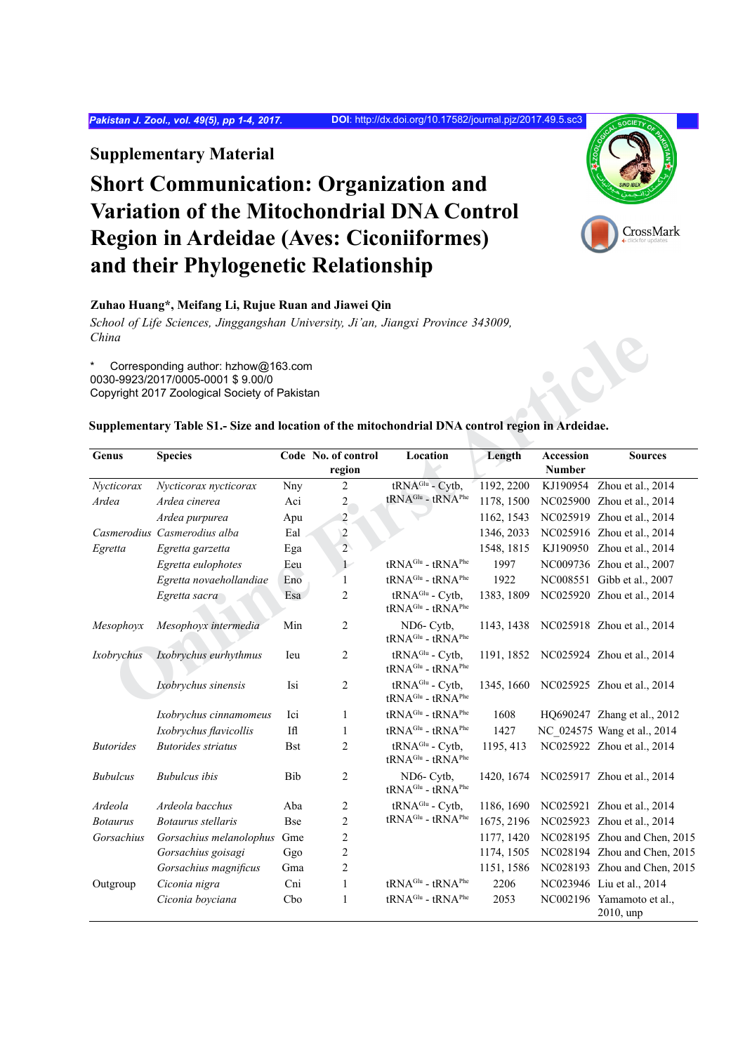## Supplementary Material

# Short Communication: Organization and Variation of the Mitochondrial DNA Control Region in Ardeidae (Aves: Ciconiiformes) and their Phylogenetic Relationship

**Zuhao Huang\*, Meifang Li, Rujue Ruan and Jiawei Qin**

*School of Life Sciences, Jinggangshan University, Ji'an, Jiangxi Province 343009, China*

\* Corresponding author: hzhow@163.com
0030-9923/2017/0005-0001 $ 9.00/0
Copyright 2017 Zoological Society of Pakistan

**Supplementary Table S1.- Size and location of the mitochondrial DNA control region in Ardeidae.**

| Genus | Species | Code | No. of control region | Location | Length | Accession Number | Sources |
|---|---|---|---|---|---|---|---|
| *Nycticorax* | *Nycticorax nycticorax* | Nny | 2 | $tRNA^{Glu}$ - Cytb, $tRNA^{Glu}$ - $tRNA^{Phe}$ | 1192, 2200 | KJ190954 | Zhou et al., 2014 |
| *Ardea* | *Ardea cinerea* | Aci | 2 | | 1178, 1500 | NC025900 | Zhou et al., 2014 |
| | *Ardea purpurea* | Apu | 2 | | 1162, 1543 | NC025919 | Zhou et al., 2014 |
| *Casmerodius* | *Casmerodius alba* | Eal | 2 | | 1346, 2033 | NC025916 | Zhou et al., 2014 |
| *Egretta* | *Egretta garzetta* | Ega | 2 | | 1548, 1815 | KJ190950 | Zhou et al., 2014 |
| | *Egretta eulophotes* | Eeu | 1 | $tRNA^{Glu}$ - $tRNA^{Phe}$ | 1997 | NC009736 | Zhou et al., 2007 |
| | *Egretta novaehollandiae* | Eno | 1 | $tRNA^{Glu}$ - $tRNA^{Phe}$ | 1922 | NC008551 | Gibb et al., 2007 |
| | *Egretta sacra* | Esa | 2 | $tRNA^{Glu}$ - Cytb, $tRNA^{Glu}$ - $tRNA^{Phe}$ | 1383, 1809 | NC025920 | Zhou et al., 2014 |
| *Mesophoyx* | *Mesophoyx intermedia* | Min | 2 | ND6- Cytb, $tRNA^{Glu}$ - $tRNA^{Phe}$ | 1143, 1438 | NC025918 | Zhou et al., 2014 |
| *Ixobrychus* | *Ixobrychus eurhythmus* | Ieu | 2 | $tRNA^{Glu}$ - Cytb, $tRNA^{Glu}$ - $tRNA^{Phe}$ | 1191, 1852 | NC025924 | Zhou et al., 2014 |
| | *Ixobrychus sinensis* | Isi | 2 | $tRNA^{Glu}$ - Cytb, $tRNA^{Glu}$ - $tRNA^{Phe}$ | 1345, 1660 | NC025925 | Zhou et al., 2014 |
| | *Ixobrychus cinnamomeus* | Ici | 1 | $tRNA^{Glu}$ - $tRNA^{Phe}$ | 1608 | HQ690247 | Zhang et al., 2012 |
| | *Ixobrychus flavicollis* | Ifl | 1 | $tRNA^{Glu}$ - $tRNA^{Phe}$ | 1427 | NC_024575 | Wang et al., 2014 |
| *Butorides* | *Butorides striatus* | Bst | 2 | $tRNA^{Glu}$ - Cytb, $tRNA^{Glu}$ - $tRNA^{Phe}$ | 1195, 413 | NC025922 | Zhou et al., 2014 |
| *Bubulcus* | *Bubulcus ibis* | Bib | 2 | ND6- Cytb, $tRNA^{Glu}$ - $tRNA^{Phe}$ | 1420, 1674 | NC025917 | Zhou et al., 2014 |
| *Ardeola* | *Ardeola bacchus* | Aba | 2 | $tRNA^{Glu}$ - Cytb, $tRNA^{Glu}$ - $tRNA^{Phe}$ | 1186, 1690 | NC025921 | Zhou et al., 2014 |
| *Botaurus* | *Botaurus stellaris* | Bse | 2 | | 1675, 2196 | NC025923 | Zhou et al., 2014 |
| *Gorsachius* | *Gorsachius melanolophus* | Gme | 2 | | 1177, 1420 | NC028195 | Zhou and Chen, 2015 |
| | *Gorsachius goisagi* | Ggo | 2 | | 1174, 1505 | NC028194 | Zhou and Chen, 2015 |
| | *Gorsachius magnificus* | Gma | 2 | | 1151, 1586 | NC028193 | Zhou and Chen, 2015 |
| Outgroup | *Ciconia nigra* | Cni | 1 | $tRNA^{Glu}$ - $tRNA^{Phe}$ | 2206 | NC023946 | Liu et al., 2014 |
| | *Ciconia boyciana* | Cbo | 1 | $tRNA^{Glu}$ - $tRNA^{Phe}$ | 2053 | NC002196 | Yamamoto et al., 2010, unp |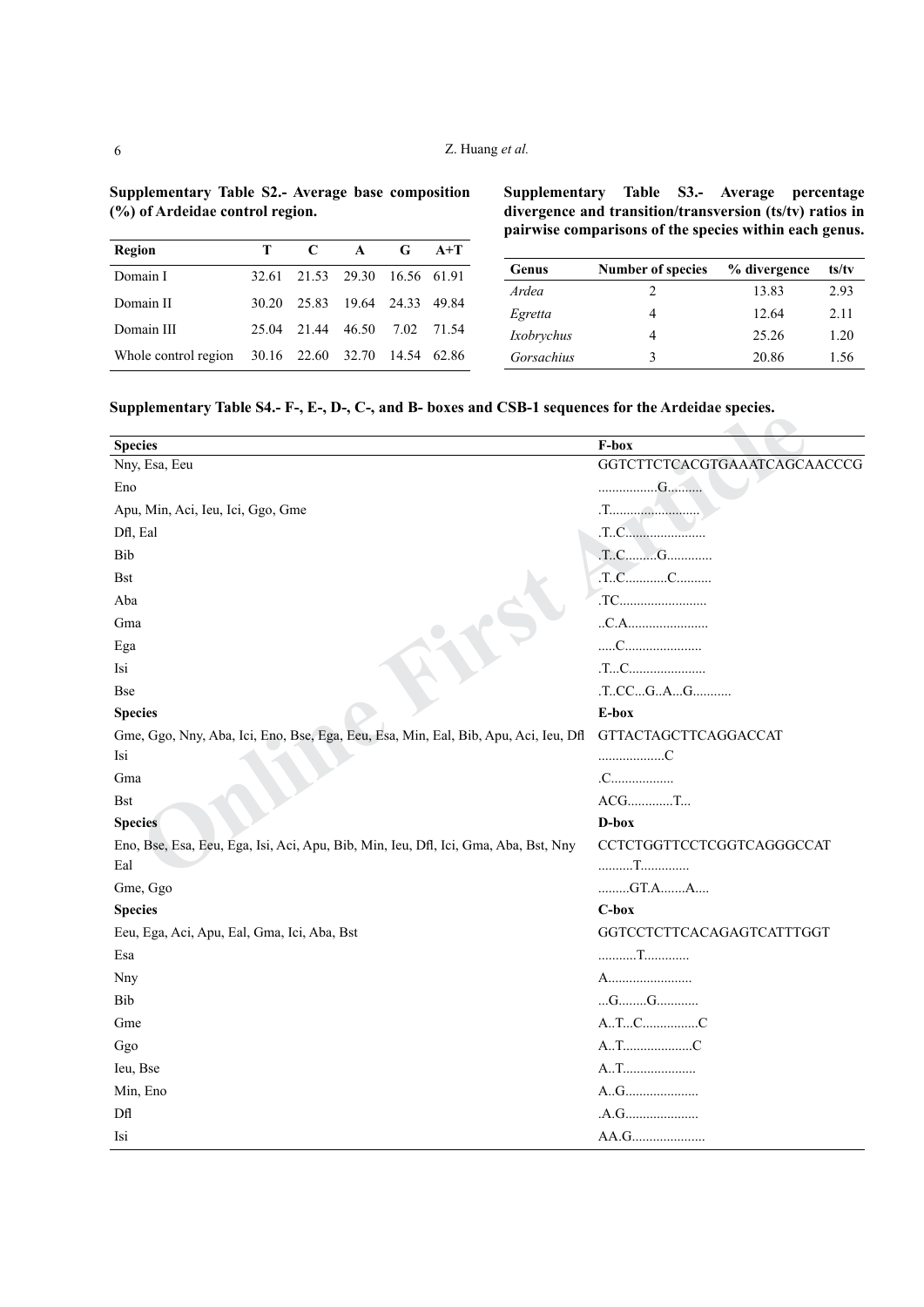**Supplementary Table S2.- Average base composition (%) of Ardeidae control region.**

| Region | T | C | A | G | A+T |
|---|---|---|---|---|---|
| Domain I | 32.61 | 21.53 | 29.30 | 16.56 | 61.91 |
| Domain II | 30.20 | 25.83 | 19.64 | 24.33 | 49.84 |
| Domain III | 25.04 | 21.44 | 46.50 | 7.02 | 71.54 |
| Whole control region | 30.16 | 22.60 | 32.70 | 14.54 | 62.86 |

**Supplementary Table S3.- Average percentage divergence and transition/transversion (ts/tv) ratios in pairwise comparisons of the species within each genus.**

| Genus | Number of species | % divergence | ts/tv |
|---|---|---|---|
| *Ardea* | 2 | 13.83 | 2.93 |
| *Egretta* | 4 | 12.64 | 2.11 |
| *Ixobrychus* | 4 | 25.26 | 1.20 |
| *Gorsachius* | 3 | 20.86 | 1.56 |

**Supplementary Table S4.- F-, E-, D-, C-, and B- boxes and CSB-1 sequences for the Ardeidae species.**

| Species | F-box |
|---|---|
| Nny, Esa, Eeu | GGTCTTCTCACGTGAAATCAGCAACCCG |
| Eno | ................G.......... |
| Apu, Min, Aci, Ieu, Ici, Ggo, Gme | .T......................... |
| Dfl, Eal | .T..C...................... |
| Bib | .T..C.........G............. |
| Bst | .T..C............C.......... |
| Aba | .TC......................... |
| Gma | ..C.A....................... |
| Ega | .....C...................... |
| Isi | .T...C...................... |
| Bse | .T..CC...G..A...G........... |
| **Species** | **E-box** |
| Gme, Ggo, Nny, Aba, Ici, Eno, Bse, Ega, Eeu, Esa, Min, Eal, Bib, Apu, Aci, Ieu, Dfl | GTTACTAGCTTCAGGACCAT |
| Isi | ...................C |
| Gma | .C.................. |
| Bst | ACG.............T... |
| **Species** | **D-box** |
| Eno, Bse, Esa, Eeu, Ega, Isi, Aci, Apu, Bib, Min, Ieu, Dfl, Ici, Gma, Aba, Bst, Nny | CCTCTGGTTCCTCGGTCAGGGCCAT |
| Eal | ..........T.............. |
| Gme, Ggo | .........GT.A.......A.... |
| **Species** | **C-box** |
| Eeu, Ega, Aci, Apu, Eal, Gma, Ici, Aba, Bst | GGTCCTCTTCACAGAGTCATTTGGT |
| Esa | ...........T............. |
| Nny | A........................ |
| Bib | ...G........G............ |
| Gme | A..T...C................C |
| Ggo | A..T....................C |
| Ieu, Bse | A..T..................... |
| Min, Eno | A..G..................... |
| Dfl | .A.G..................... |
| Isi | AA.G..................... |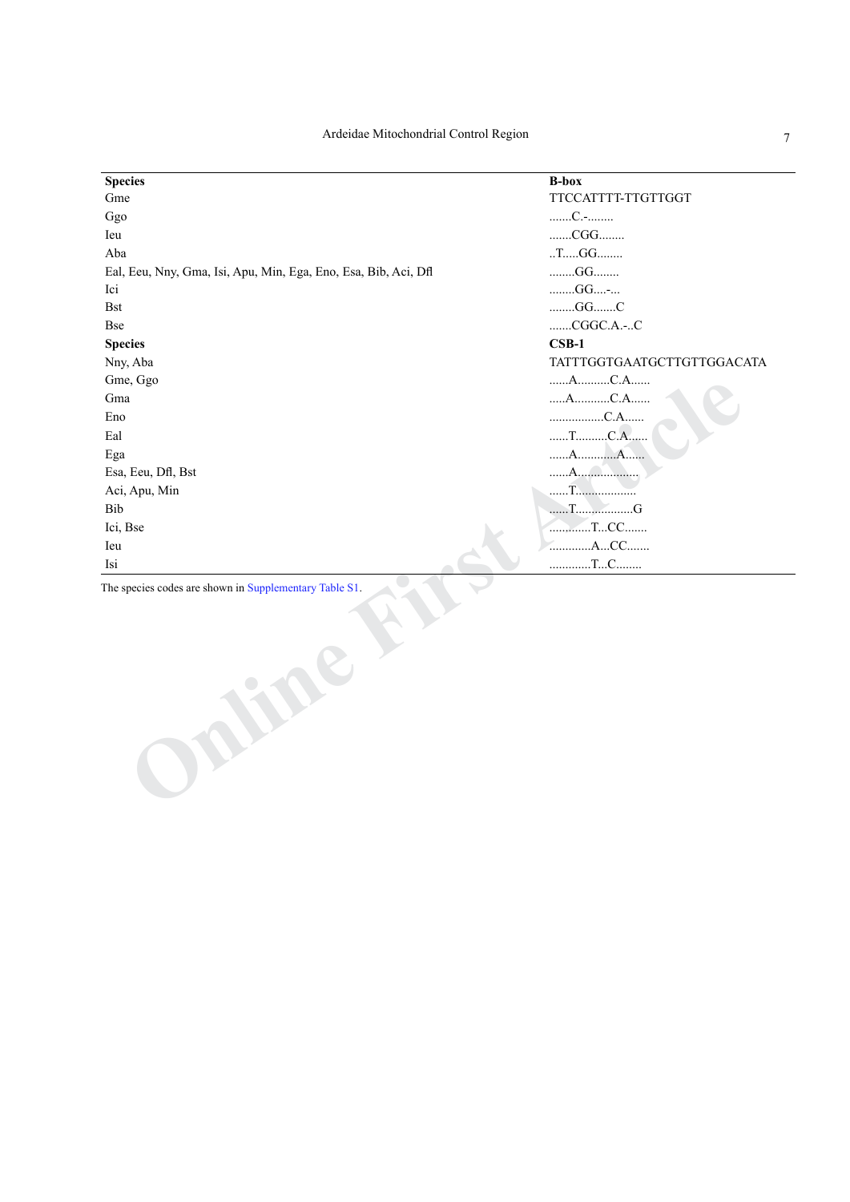| Species | B-box |
|---|---|
| Gme | TTCCATTTT-TTGTTGGT |
| Ggo | .......C.-........ |
| Ieu | .......CGG........ |
| Aba | ..T.....GG........ |
| Eal, Eeu, Nny, Gma, Isi, Apu, Min, Ega, Eno, Esa, Bib, Aci, Dfl | ........GG........ |
| Ici | ........GG....-... |
| Bst | ........GG.......C |
| Bse | .......CGGC.A.-..C |
| **Species** | **CSB-1** |
| Nny, Aba | TATTTGGTGAATGCTTGTTGGACATA |
| Gme, Ggo | ......A..........C.A...... |
| Gma | .....A...........C.A...... |
| Eno | .................C.A...... |
| Eal | ......T..........C.A...... |
| Ega | ......A............A...... |
| Esa, Eeu, Dfl, Bst | ......A................... |
| Aci, Apu, Min | ......T................... |
| Bib | ......T..................G |
| Ici, Bse | .............T...CC....... |
| Ieu | .............A...CC....... |
| Isi | .............T...C........ |

The species codes are shown in Supplementary Table S1.